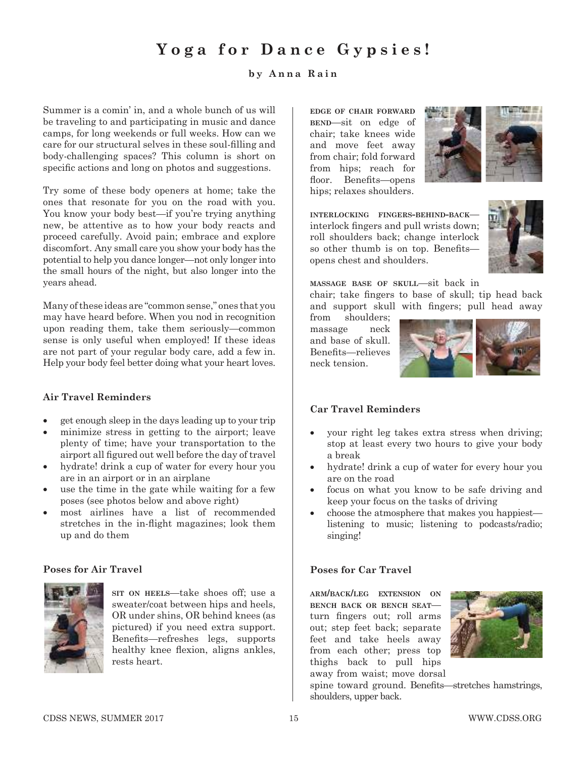# Yoga for Dance Gypsies!

**by Anna Rain**

Summer is a comin' in, and a whole bunch of us will be traveling to and participating in music and dance camps, for long weekends or full weeks. How can we care for our structural selves in these soul-filling and body-challenging spaces? This column is short on specific actions and long on photos and suggestions.

Try some of these body openers at home; take the ones that resonate for you on the road with you. You know your body best—if you're trying anything new, be attentive as to how your body reacts and proceed carefully. Avoid pain; embrace and explore discomfort. Any small care you show your body has the potential to help you dance longer—not only longer into the small hours of the night, but also longer into the years ahead.

Many of these ideas are "common sense," ones that you may have heard before. When you nod in recognition upon reading them, take them seriously—common sense is only useful when employed! If these ideas are not part of your regular body care, add a few in. Help your body feel better doing what your heart loves.

### Air Travel Reminders

- get enough sleep in the days leading up to your trip
- minimize stress in getting to the airport; leave plenty of time; have your transportation to the airport all figured out well before the day of travel
- hydrate! drink a cup of water for every hour you are in an airport or in an airplane
- use the time in the gate while waiting for a few poses (see photos below and above right)
- most airlines have a list of recommended stretches in the in-flight magazines; look them up and do them

### Poses for Air Travel

**SIT ON HEELS**—take shoes off; use a sweater/coat between hips and heels, OR under shins, OR behind knees (as pictured) if you need extra support. Benefits—refreshes legs, supports healthy knee flexion, aligns ankles, rests heart.

**EDGE OF CHAIR FORWARD BEND**—sit on edge of chair; take knees wide and move feet away from chair; fold forward from hips; reach for floor. Benefits—opens hips; relaxes shoulders.

**INTERLOCKING FINGERS-BEHIND-BACK**—interlock fingers and pull wrists down; roll shoulders back; change interlock so other thumb is on top. Benefits—opens chest and shoulders.

**MASSAGE BASE OF SKULL**—sit back in chair; take fingers to base of skull; tip head back and support skull with fingers; pull head away from shoulders; massage neck and base of skull. Benefits—relieves neck tension.

### Car Travel Reminders

- your right leg takes extra stress when driving; stop at least every two hours to give your body a break
- hydrate! drink a cup of water for every hour you are on the road
- focus on what you know to be safe driving and keep your focus on the tasks of driving
- choose the atmosphere that makes you happiest—listening to music; listening to podcasts/radio; singing!

### Poses for Car Travel

**ARM/BACK/LEG EXTENSION ON BENCH BACK OR BENCH SEAT**—turn fingers out; roll arms out; step feet back; separate feet and take heels away from each other; press top thighs back to pull hips away from waist; move dorsal spine toward ground. Benefits—stretches hamstrings, shoulders, upper back.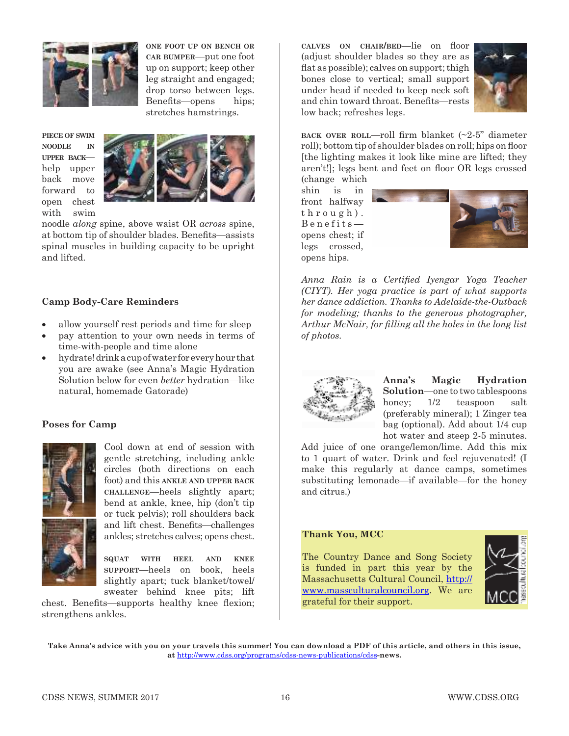**ONE FOOT UP ON BENCH OR CAR BUMPER**—put one foot up on support; keep other leg straight and engaged; drop torso between legs. Benefits—opens hips; stretches hamstrings.

**PIECE OF SWIM NOODLE IN UPPER BACK**—help upper back move forward to open chest with swim noodle *along* spine, above waist OR *across* spine, at bottom tip of shoulder blades. Benefits—assists spinal muscles in building capacity to be upright and lifted.

### Camp Body-Care Reminders

- allow yourself rest periods and time for sleep
- pay attention to your own needs in terms of time-with-people and time alone
- hydrate! drink a cup of water for every hour that you are awake (see Anna's Magic Hydration Solution below for even *better* hydration—like natural, homemade Gatorade)

### Poses for Camp

Cool down at end of session with gentle stretching, including ankle circles (both directions on each foot) and this **ANKLE AND UPPER BACK CHALLENGE**—heels slightly apart; bend at ankle, knee, hip (don't tip or tuck pelvis); roll shoulders back and lift chest. Benefits—challenges ankles; stretches calves; opens chest.

**SQUAT WITH HEEL AND KNEE SUPPORT**—heels on book, heels slightly apart; tuck blanket/towel/sweater behind knee pits; lift chest. Benefits—supports healthy knee flexion; strengthens ankles.

**CALVES ON CHAIR/BED**—lie on floor (adjust shoulder blades so they are as flat as possible); calves on support; thigh bones close to vertical; small support under head if needed to keep neck soft and chin toward throat. Benefits—rests low back; refreshes legs.

**BACK OVER ROLL**—roll firm blanket (~2-5" diameter roll); bottom tip of shoulder blades on roll; hips on floor [the lighting makes it look like mine are lifted; they aren't!]; legs bent and feet on floor OR legs crossed (change which shin is in front halfway through). Benefits—opens chest; if legs crossed, opens hips.

*Anna Rain is a Certified Iyengar Yoga Teacher (CIYT). Her yoga practice is part of what supports her dance addiction. Thanks to Adelaide-the-Outback for modeling; thanks to the generous photographer, Arthur McNair, for filling all the holes in the long list of photos.*

**Anna's Magic Hydration Solution**—one to two tablespoons honey; 1/2 teaspoon salt (preferably mineral); 1 Zinger tea bag (optional). Add about 1/4 cup hot water and steep 2-5 minutes. Add juice of one orange/lemon/lime. Add this mix to 1 quart of water. Drink and feel rejuvenated! (I make this regularly at dance camps, sometimes substituting lemonade—if available—for the honey and citrus.)

**Thank You, MCC**

The Country Dance and Song Society is funded in part this year by the Massachusetts Cultural Council, http://www.massculturalcouncil.org. We are grateful for their support.

**Take Anna's advice with you on your travels this summer! You can download a PDF of this article, and others in this issue, at http://www.cdss.org/programs/cdss-news-publications/cdss-news.**